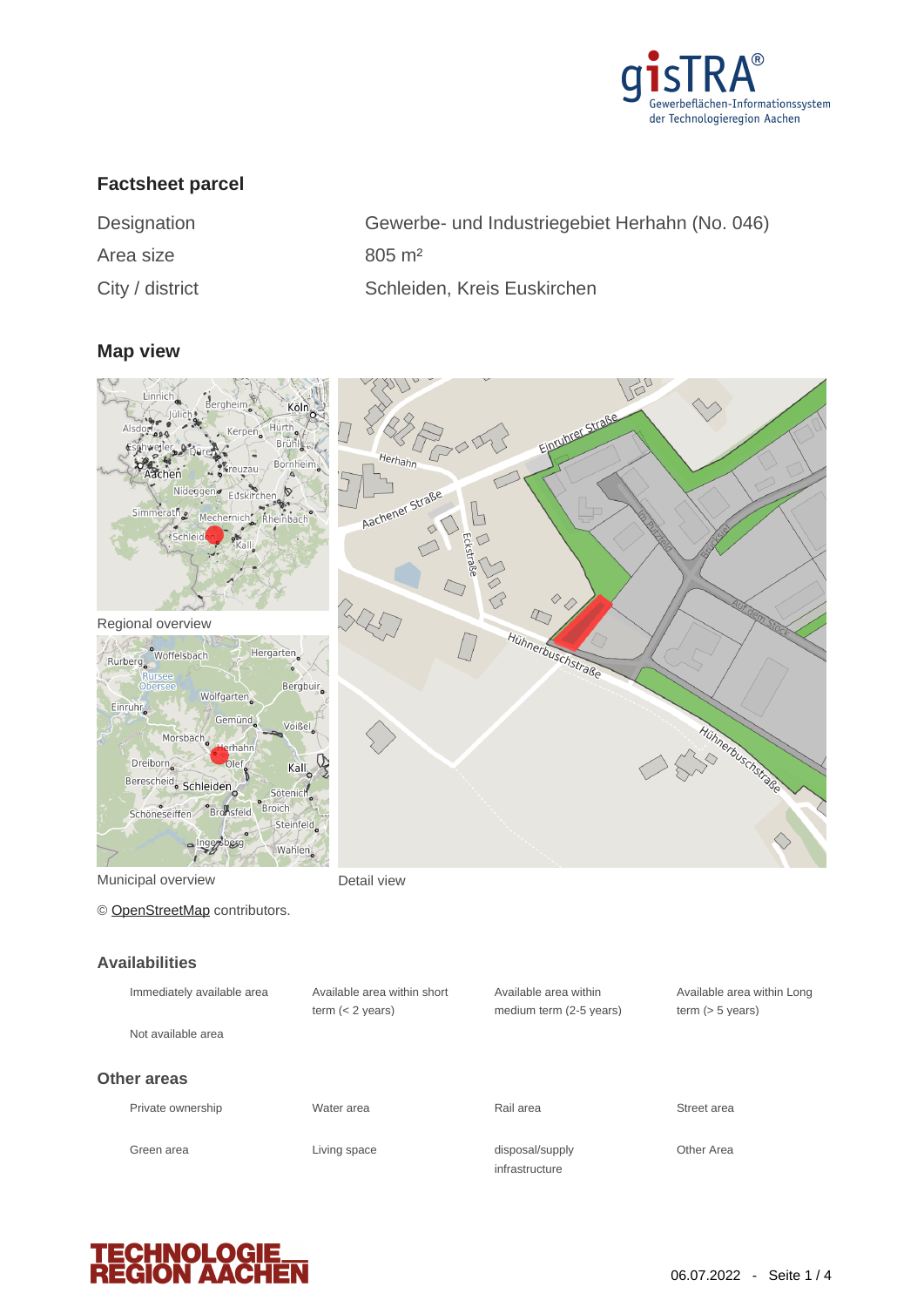gisTRA®
Gewerbeflächen-Informationssystem der Technologieregion Aachen

## Factsheet parcel

| | |
|---|---|
| Designation | Gewerbe- und Industriegebiet Herhahn (No. 046) |
| Area size | 805 m² |
| City / district | Schleiden, Kreis Euskirchen |

## Map view

Regional overview

Municipal overview

Detail view

© OpenStreetMap contributors.

## Availabilities

| | | | |
|---|---|---|---|
| Immediately available area | Available area within short term (< 2 years) | Available area within medium term (2-5 years) | Available area within Long term (> 5 years) |
| Not available area | | | |

## Other areas

| | | | |
|---|---|---|---|
| Private ownership | Water area | Rail area | Street area |
| Green area | Living space | disposal/supply infrastructure | Other Area |

TECHNOLOGIE REGION AACHEN

06.07.2022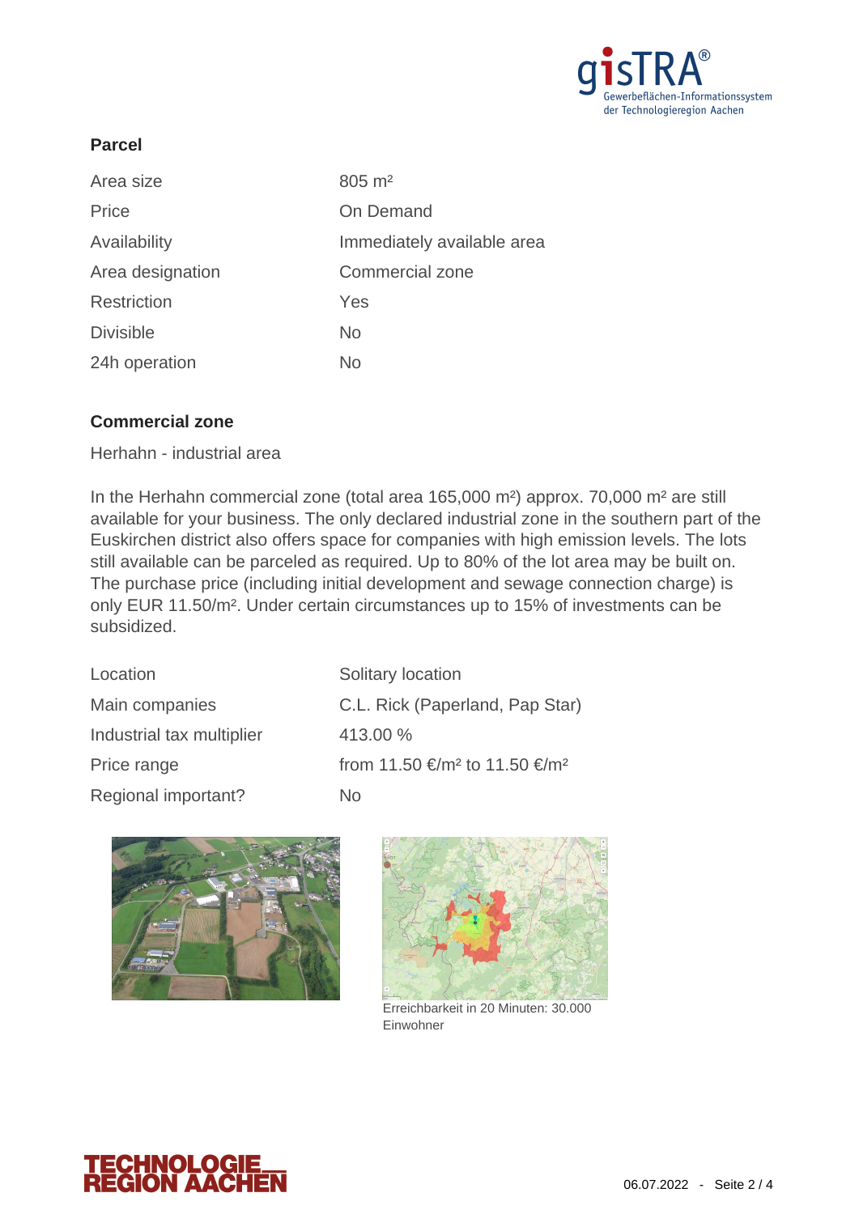## Parcel

| | |
|---|---|
| Area size | 805 m² |
| Price | On Demand |
| Availability | Immediately available area |
| Area designation | Commercial zone |
| Restriction | Yes |
| Divisible | No |
| 24h operation | No |

## Commercial zone

Herhahn - industrial area

In the Herhahn commercial zone (total area 165,000 m²) approx. 70,000 m² are still available for your business. The only declared industrial zone in the southern part of the Euskirchen district also offers space for companies with high emission levels. The lots still available can be parceled as required. Up to 80% of the lot area may be built on. The purchase price (including initial development and sewage connection charge) is only EUR 11.50/m². Under certain circumstances up to 15% of investments can be subsidized.

| | |
|---|---|
| Location | Solitary location |
| Main companies | C.L. Rick (Paperland, Pap Star) |
| Industrial tax multiplier | 413.00 % |
| Price range | from 11.50 €/m² to 11.50 €/m² |
| Regional important? | No |

Erreichbarkeit in 20 Minuten: 30.000 Einwohner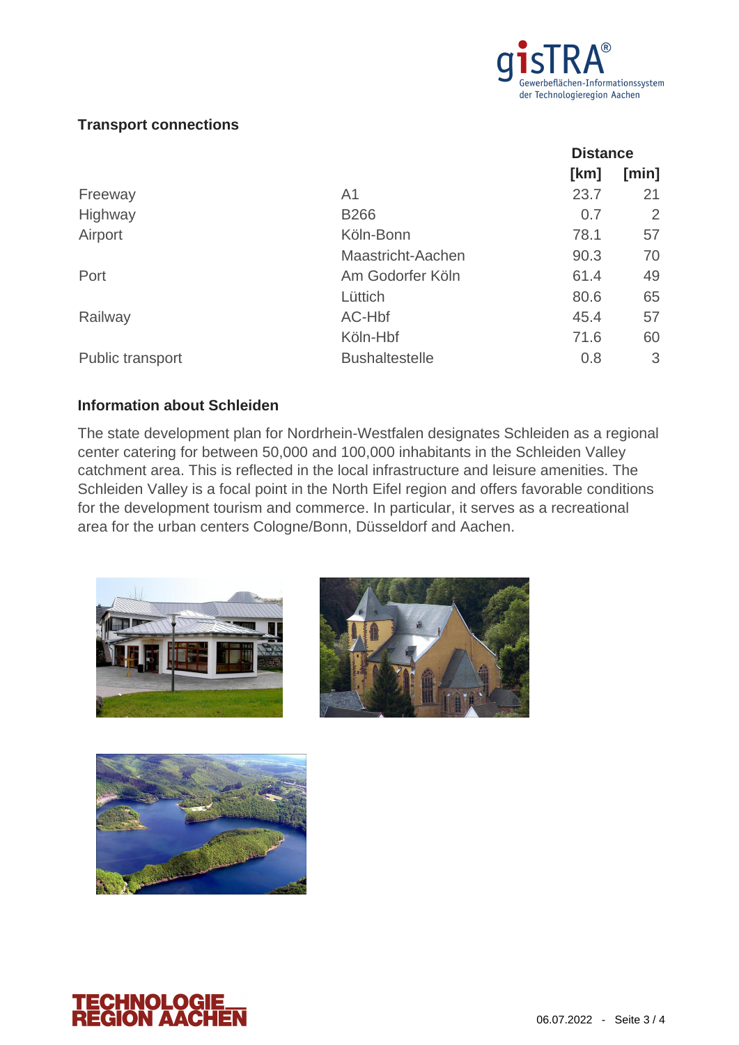## Transport connections

| | | Distance | |
|---|---|---|---|
| | | [km] | [min] |
| Freeway | A1 | 23.7 | 21 |
| Highway | B266 | 0.7 | 2 |
| Airport | Köln-Bonn | 78.1 | 57 |
| | Maastricht-Aachen | 90.3 | 70 |
| Port | Am Godorfer Köln | 61.4 | 49 |
| | Lüttich | 80.6 | 65 |
| Railway | AC-Hbf | 45.4 | 57 |
| | Köln-Hbf | 71.6 | 60 |
| Public transport | Bushaltestelle | 0.8 | 3 |

## Information about Schleiden

The state development plan for Nordrhein-Westfalen designates Schleiden as a regional center catering for between 50,000 and 100,000 inhabitants in the Schleiden Valley catchment area. This is reflected in the local infrastructure and leisure amenities. The Schleiden Valley is a focal point in the North Eifel region and offers favorable conditions for the development tourism and commerce. In particular, it serves as a recreational area for the urban centers Cologne/Bonn, Düsseldorf and Aachen.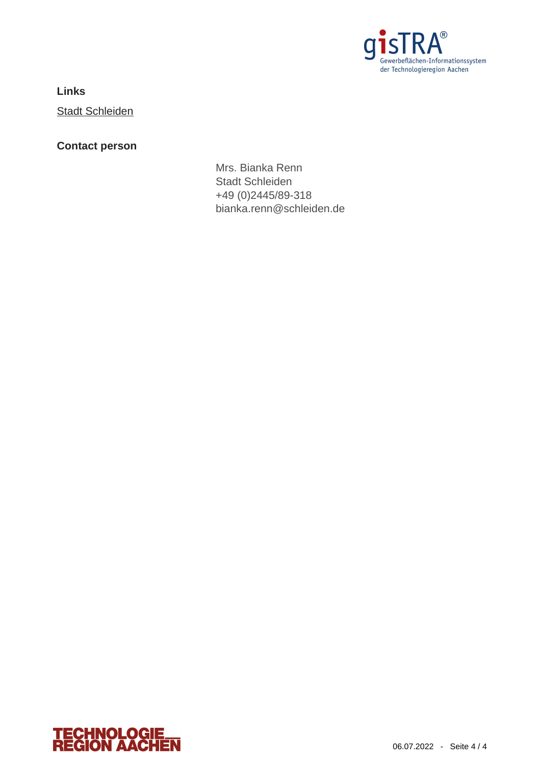**Links**

Stadt Schleiden

**Contact person**

Mrs. Bianka Renn
Stadt Schleiden
+49 (0)2445/89-318
bianka.renn@schleiden.de